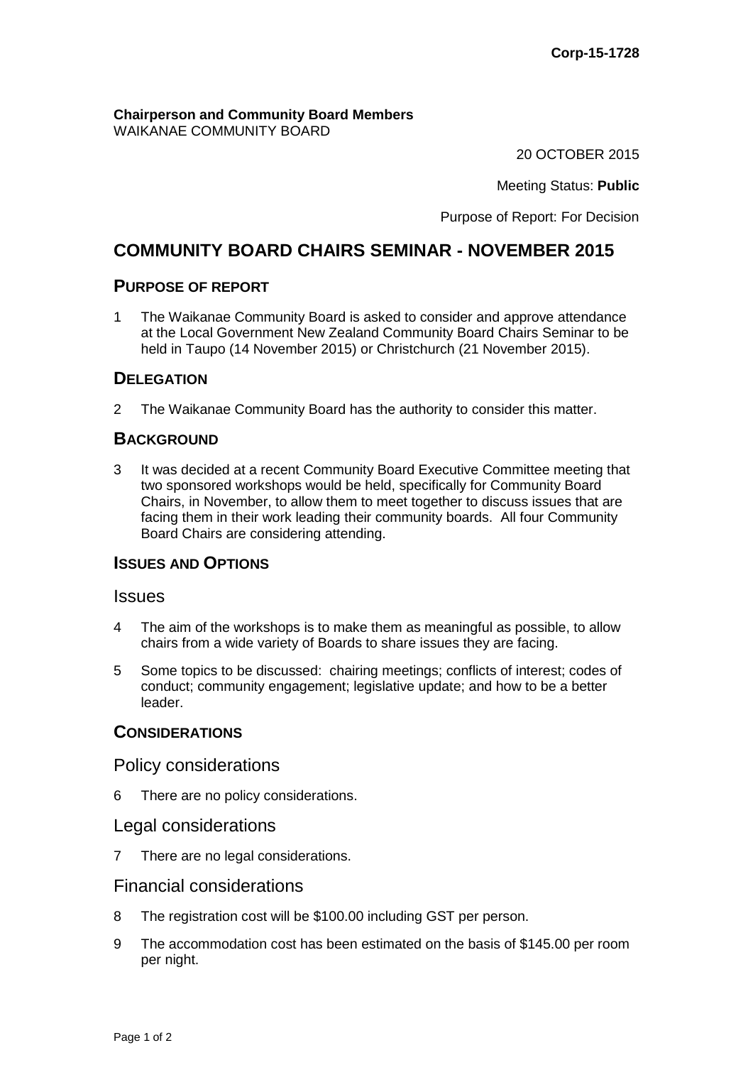**Corp-15-1728**

**Chairperson and Community Board Members**
WAIKANAE COMMUNITY BOARD

20 OCTOBER 2015

Meeting Status: **Public**

Purpose of Report: For Decision

# COMMUNITY BOARD CHAIRS SEMINAR - NOVEMBER 2015

## PURPOSE OF REPORT

1 The Waikanae Community Board is asked to consider and approve attendance at the Local Government New Zealand Community Board Chairs Seminar to be held in Taupo (14 November 2015) or Christchurch (21 November 2015).

## DELEGATION

2 The Waikanae Community Board has the authority to consider this matter.

## BACKGROUND

3 It was decided at a recent Community Board Executive Committee meeting that two sponsored workshops would be held, specifically for Community Board Chairs, in November, to allow them to meet together to discuss issues that are facing them in their work leading their community boards. All four Community Board Chairs are considering attending.

## ISSUES AND OPTIONS

### Issues

4 The aim of the workshops is to make them as meaningful as possible, to allow chairs from a wide variety of Boards to share issues they are facing.

5 Some topics to be discussed: chairing meetings; conflicts of interest; codes of conduct; community engagement; legislative update; and how to be a better leader.

## CONSIDERATIONS

### Policy considerations

6 There are no policy considerations.

### Legal considerations

7 There are no legal considerations.

### Financial considerations

8 The registration cost will be $100.00 including GST per person.

9 The accommodation cost has been estimated on the basis of $145.00 per room per night.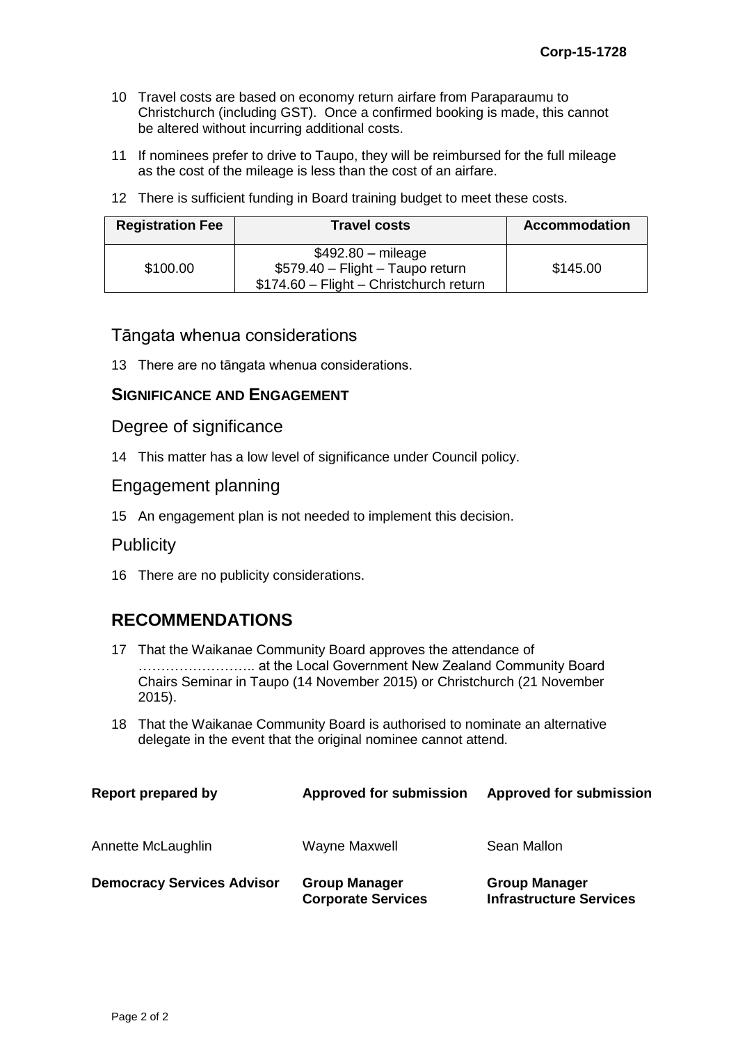10 Travel costs are based on economy return airfare from Paraparaumu to Christchurch (including GST). Once a confirmed booking is made, this cannot be altered without incurring additional costs.

11 If nominees prefer to drive to Taupo, they will be reimbursed for the full mileage as the cost of the mileage is less than the cost of an airfare.

12 There is sufficient funding in Board training budget to meet these costs.

| Registration Fee | Travel costs | Accommodation |
|---|---|---|
| $100.00 | $492.80 – mileage<br>$579.40 – Flight – Taupo return<br>$174.60 – Flight – Christchurch return | $145.00 |

## Tāngata whenua considerations

13 There are no tāngata whenua considerations.

### SIGNIFICANCE AND ENGAGEMENT

## Degree of significance

14 This matter has a low level of significance under Council policy.

## Engagement planning

15 An engagement plan is not needed to implement this decision.

## Publicity

16 There are no publicity considerations.

# RECOMMENDATIONS

17 That the Waikanae Community Board approves the attendance of …………………….. at the Local Government New Zealand Community Board Chairs Seminar in Taupo (14 November 2015) or Christchurch (21 November 2015).

18 That the Waikanae Community Board is authorised to nominate an alternative delegate in the event that the original nominee cannot attend.

| Report prepared by | Approved for submission | Approved for submission |
|---|---|---|
| Annette McLaughlin | Wayne Maxwell | Sean Mallon |
| **Democracy Services Advisor** | **Group Manager Corporate Services** | **Group Manager Infrastructure Services** |